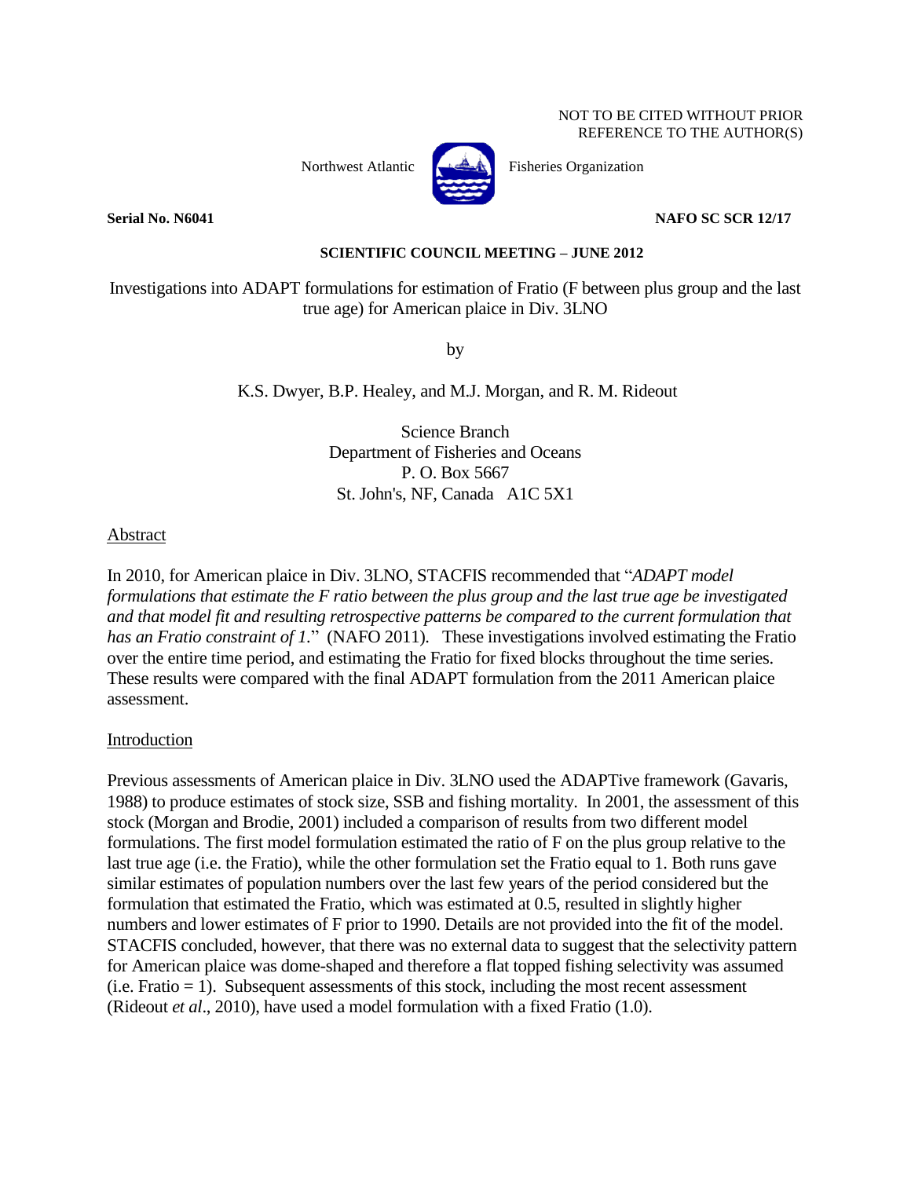NOT TO BE CITED WITHOUT PRIOR REFERENCE TO THE AUTHOR(S)

Northwest Atlantic Fisheries Organization

**Serial No. N6041** **NAFO SC SCR 12/17**

**SCIENTIFIC COUNCIL MEETING – JUNE 2012**

# Investigations into ADAPT formulations for estimation of Fratio (F between plus group and the last true age) for American plaice in Div. 3LNO

by

K.S. Dwyer, B.P. Healey, and M.J. Morgan, and R. M. Rideout

Science Branch
Department of Fisheries and Oceans
P. O. Box 5667
St. John's, NF, Canada A1C 5X1

## Abstract

In 2010, for American plaice in Div. 3LNO, STACFIS recommended that "*ADAPT model formulations that estimate the F ratio between the plus group and the last true age be investigated and that model fit and resulting retrospective patterns be compared to the current formulation that has an Fratio constraint of 1.*" (NAFO 2011). These investigations involved estimating the Fratio over the entire time period, and estimating the Fratio for fixed blocks throughout the time series. These results were compared with the final ADAPT formulation from the 2011 American plaice assessment.

## Introduction

Previous assessments of American plaice in Div. 3LNO used the ADAPTive framework (Gavaris, 1988) to produce estimates of stock size, SSB and fishing mortality. In 2001, the assessment of this stock (Morgan and Brodie, 2001) included a comparison of results from two different model formulations. The first model formulation estimated the ratio of F on the plus group relative to the last true age (i.e. the Fratio), while the other formulation set the Fratio equal to 1. Both runs gave similar estimates of population numbers over the last few years of the period considered but the formulation that estimated the Fratio, which was estimated at 0.5, resulted in slightly higher numbers and lower estimates of F prior to 1990. Details are not provided into the fit of the model. STACFIS concluded, however, that there was no external data to suggest that the selectivity pattern for American plaice was dome-shaped and therefore a flat topped fishing selectivity was assumed (i.e. Fratio = 1). Subsequent assessments of this stock, including the most recent assessment (Rideout *et al*., 2010), have used a model formulation with a fixed Fratio (1.0).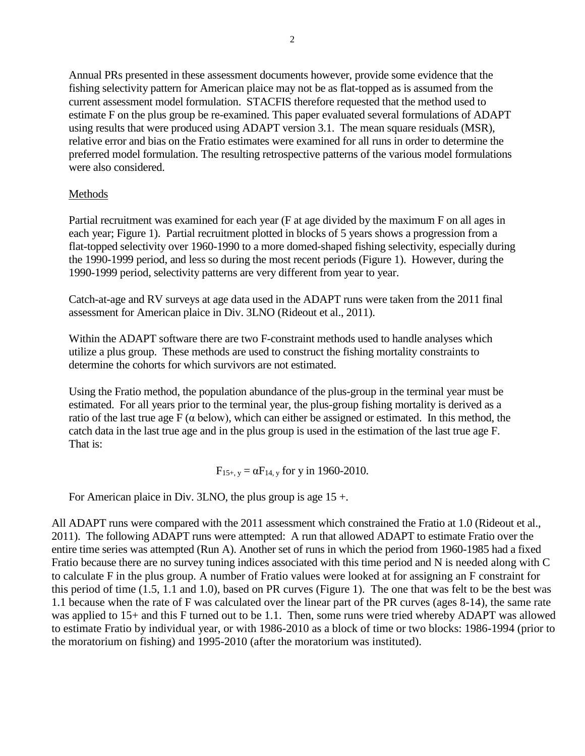Annual PRs presented in these assessment documents however, provide some evidence that the fishing selectivity pattern for American plaice may not be as flat-topped as is assumed from the current assessment model formulation. STACFIS therefore requested that the method used to estimate F on the plus group be re-examined. This paper evaluated several formulations of ADAPT using results that were produced using ADAPT version 3.1. The mean square residuals (MSR), relative error and bias on the Fratio estimates were examined for all runs in order to determine the preferred model formulation. The resulting retrospective patterns of the various model formulations were also considered.

## Methods

Partial recruitment was examined for each year (F at age divided by the maximum F on all ages in each year; Figure 1). Partial recruitment plotted in blocks of 5 years shows a progression from a flat-topped selectivity over 1960-1990 to a more domed-shaped fishing selectivity, especially during the 1990-1999 period, and less so during the most recent periods (Figure 1). However, during the 1990-1999 period, selectivity patterns are very different from year to year.

Catch-at-age and RV surveys at age data used in the ADAPT runs were taken from the 2011 final assessment for American plaice in Div. 3LNO (Rideout et al., 2011).

Within the ADAPT software there are two F-constraint methods used to handle analyses which utilize a plus group. These methods are used to construct the fishing mortality constraints to determine the cohorts for which survivors are not estimated.

Using the Fratio method, the population abundance of the plus-group in the terminal year must be estimated. For all years prior to the terminal year, the plus-group fishing mortality is derived as a ratio of the last true age F ($\alpha$ below), which can either be assigned or estimated. In this method, the catch data in the last true age and in the plus group is used in the estimation of the last true age F. That is:

$$F_{15+,\,y} = \alpha F_{14,\,y} \text{ for y in 1960-2010.}$$

For American plaice in Div. 3LNO, the plus group is age 15 +.

All ADAPT runs were compared with the 2011 assessment which constrained the Fratio at 1.0 (Rideout et al., 2011). The following ADAPT runs were attempted: A run that allowed ADAPT to estimate Fratio over the entire time series was attempted (Run A). Another set of runs in which the period from 1960-1985 had a fixed Fratio because there are no survey tuning indices associated with this time period and N is needed along with C to calculate F in the plus group. A number of Fratio values were looked at for assigning an F constraint for this period of time (1.5, 1.1 and 1.0), based on PR curves (Figure 1). The one that was felt to be the best was 1.1 because when the rate of F was calculated over the linear part of the PR curves (ages 8-14), the same rate was applied to 15+ and this F turned out to be 1.1. Then, some runs were tried whereby ADAPT was allowed to estimate Fratio by individual year, or with 1986-2010 as a block of time or two blocks: 1986-1994 (prior to the moratorium on fishing) and 1995-2010 (after the moratorium was instituted).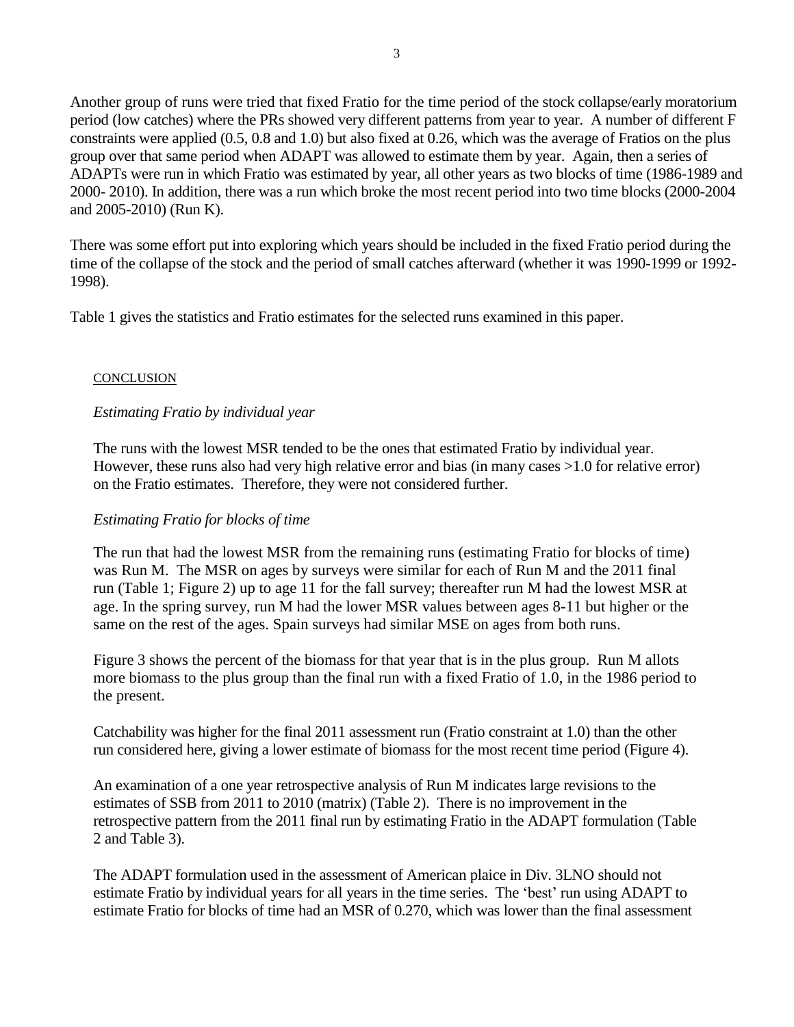Another group of runs were tried that fixed Fratio for the time period of the stock collapse/early moratorium period (low catches) where the PRs showed very different patterns from year to year. A number of different F constraints were applied (0.5, 0.8 and 1.0) but also fixed at 0.26, which was the average of Fratios on the plus group over that same period when ADAPT was allowed to estimate them by year. Again, then a series of ADAPTs were run in which Fratio was estimated by year, all other years as two blocks of time (1986-1989 and 2000- 2010). In addition, there was a run which broke the most recent period into two time blocks (2000-2004 and 2005-2010) (Run K).

There was some effort put into exploring which years should be included in the fixed Fratio period during the time of the collapse of the stock and the period of small catches afterward (whether it was 1990-1999 or 1992-1998).

Table 1 gives the statistics and Fratio estimates for the selected runs examined in this paper.

## CONCLUSION

*Estimating Fratio by individual year*

The runs with the lowest MSR tended to be the ones that estimated Fratio by individual year. However, these runs also had very high relative error and bias (in many cases >1.0 for relative error) on the Fratio estimates. Therefore, they were not considered further.

*Estimating Fratio for blocks of time*

The run that had the lowest MSR from the remaining runs (estimating Fratio for blocks of time) was Run M. The MSR on ages by surveys were similar for each of Run M and the 2011 final run (Table 1; Figure 2) up to age 11 for the fall survey; thereafter run M had the lowest MSR at age. In the spring survey, run M had the lower MSR values between ages 8-11 but higher or the same on the rest of the ages. Spain surveys had similar MSE on ages from both runs.

Figure 3 shows the percent of the biomass for that year that is in the plus group. Run M allots more biomass to the plus group than the final run with a fixed Fratio of 1.0, in the 1986 period to the present.

Catchability was higher for the final 2011 assessment run (Fratio constraint at 1.0) than the other run considered here, giving a lower estimate of biomass for the most recent time period (Figure 4).

An examination of a one year retrospective analysis of Run M indicates large revisions to the estimates of SSB from 2011 to 2010 (matrix) (Table 2). There is no improvement in the retrospective pattern from the 2011 final run by estimating Fratio in the ADAPT formulation (Table 2 and Table 3).

The ADAPT formulation used in the assessment of American plaice in Div. 3LNO should not estimate Fratio by individual years for all years in the time series. The 'best' run using ADAPT to estimate Fratio for blocks of time had an MSR of 0.270, which was lower than the final assessment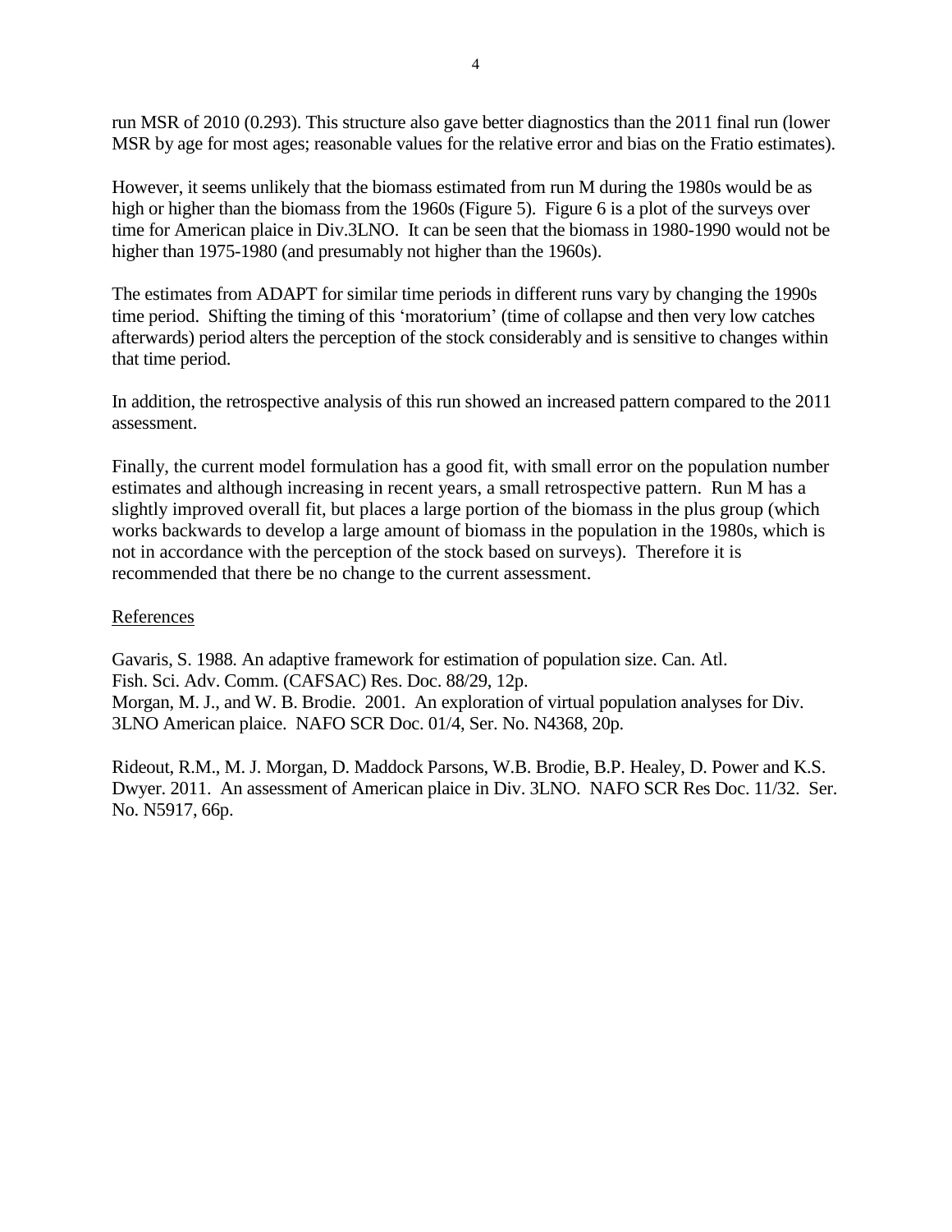run MSR of 2010 (0.293). This structure also gave better diagnostics than the 2011 final run (lower MSR by age for most ages; reasonable values for the relative error and bias on the Fratio estimates).

However, it seems unlikely that the biomass estimated from run M during the 1980s would be as high or higher than the biomass from the 1960s (Figure 5). Figure 6 is a plot of the surveys over time for American plaice in Div.3LNO. It can be seen that the biomass in 1980-1990 would not be higher than 1975-1980 (and presumably not higher than the 1960s).

The estimates from ADAPT for similar time periods in different runs vary by changing the 1990s time period. Shifting the timing of this 'moratorium' (time of collapse and then very low catches afterwards) period alters the perception of the stock considerably and is sensitive to changes within that time period.

In addition, the retrospective analysis of this run showed an increased pattern compared to the 2011 assessment.

Finally, the current model formulation has a good fit, with small error on the population number estimates and although increasing in recent years, a small retrospective pattern. Run M has a slightly improved overall fit, but places a large portion of the biomass in the plus group (which works backwards to develop a large amount of biomass in the population in the 1980s, which is not in accordance with the perception of the stock based on surveys). Therefore it is recommended that there be no change to the current assessment.

## References

Gavaris, S. 1988. An adaptive framework for estimation of population size. Can. Atl. Fish. Sci. Adv. Comm. (CAFSAC) Res. Doc. 88/29, 12p.
Morgan, M. J., and W. B. Brodie. 2001. An exploration of virtual population analyses for Div. 3LNO American plaice. NAFO SCR Doc. 01/4, Ser. No. N4368, 20p.

Rideout, R.M., M. J. Morgan, D. Maddock Parsons, W.B. Brodie, B.P. Healey, D. Power and K.S. Dwyer. 2011. An assessment of American plaice in Div. 3LNO. NAFO SCR Res Doc. 11/32. Ser. No. N5917, 66p.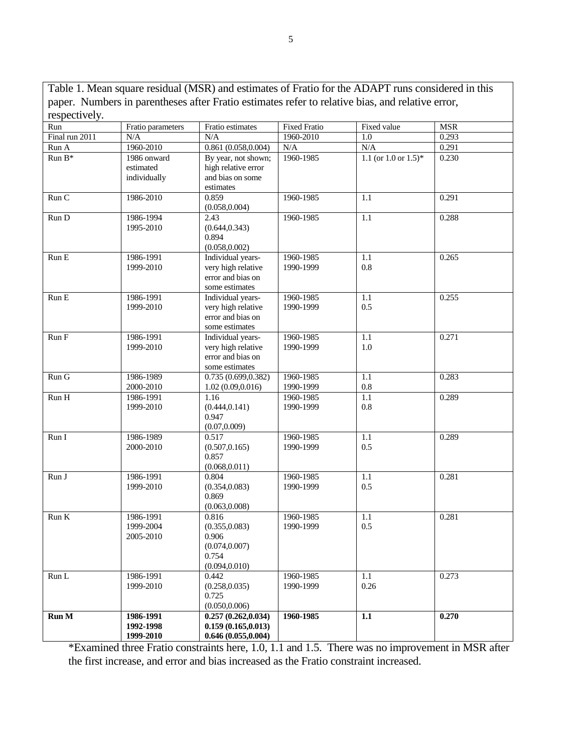Table 1. Mean square residual (MSR) and estimates of Fratio for the ADAPT runs considered in this paper. Numbers in parentheses after Fratio estimates refer to relative bias, and relative error, respectively.

| Run | Fratio parameters | Fratio estimates | Fixed Fratio | Fixed value | MSR |
|---|---|---|---|---|---|
| Final run 2011 | N/A | N/A | 1960-2010 | 1.0 | 0.293 |
| Run A | 1960-2010 | 0.861 (0.058,0.004) | N/A | N/A | 0.291 |
| Run B* | 1986 onward estimated individually | By year, not shown; high relative error and bias on some estimates | 1960-1985 | 1.1 (or 1.0 or 1.5)* | 0.230 |
| Run C | 1986-2010 | 0.859 (0.058,0.004) | 1960-1985 | 1.1 | 0.291 |
| Run D | 1986-1994<br>1995-2010 | 2.43 (0.644,0.343)<br>0.894 (0.058,0.002) | 1960-1985 | 1.1 | 0.288 |
| Run E | 1986-1991<br>1999-2010 | Individual years-very high relative error and bias on some estimates | 1960-1985<br>1990-1999 | 1.1<br>0.8 | 0.265 |
| Run E | 1986-1991<br>1999-2010 | Individual years-very high relative error and bias on some estimates | 1960-1985<br>1990-1999 | 1.1<br>0.5 | 0.255 |
| Run F | 1986-1991<br>1999-2010 | Individual years-very high relative error and bias on some estimates | 1960-1985<br>1990-1999 | 1.1<br>1.0 | 0.271 |
| Run G | 1986-1989<br>2000-2010 | 0.735 (0.699,0.382)<br>1.02 (0.09,0.016) | 1960-1985<br>1990-1999 | 1.1<br>0.8 | 0.283 |
| Run H | 1986-1991<br>1999-2010 | 1.16 (0.444,0.141)<br>0.947 (0.07,0.009) | 1960-1985<br>1990-1999 | 1.1<br>0.8 | 0.289 |
| Run I | 1986-1989<br>2000-2010 | 0.517 (0.507,0.165)<br>0.857 (0.068,0.011) | 1960-1985<br>1990-1999 | 1.1<br>0.5 | 0.289 |
| Run J | 1986-1991<br>1999-2010 | 0.804 (0.354,0.083)<br>0.869 (0.063,0.008) | 1960-1985<br>1990-1999 | 1.1<br>0.5 | 0.281 |
| Run K | 1986-1991<br>1999-2004<br>2005-2010 | 0.816 (0.355,0.083)<br>0.906 (0.074,0.007)<br>0.754 (0.094,0.010) | 1960-1985<br>1990-1999 | 1.1<br>0.5 | 0.281 |
| Run L | 1986-1991<br>1999-2010 | 0.442 (0.258,0.035)<br>0.725 (0.050,0.006) | 1960-1985<br>1990-1999 | 1.1<br>0.26 | 0.273 |
| **Run M** | **1986-1991<br>1992-1998<br>1999-2010** | **0.257 (0.262,0.034)<br>0.159 (0.165,0.013)<br>0.646 (0.055,0.004)** | **1960-1985** | **1.1** | **0.270** |

*Examined three Fratio constraints here, 1.0, 1.1 and 1.5. There was no improvement in MSR after the first increase, and error and bias increased as the Fratio constraint increased.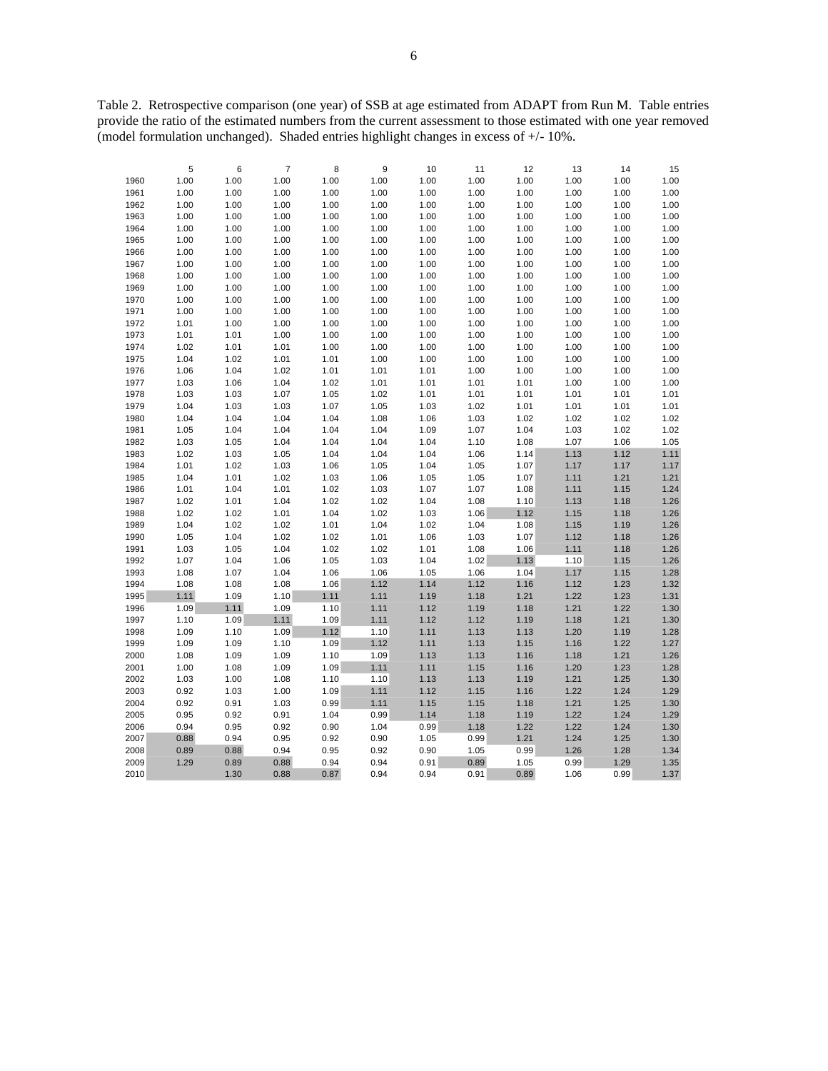Table 2. Retrospective comparison (one year) of SSB at age estimated from ADAPT from Run M. Table entries provide the ratio of the estimated numbers from the current assessment to those estimated with one year removed (model formulation unchanged). Shaded entries highlight changes in excess of +/- 10%.

| | 5 | 6 | 7 | 8 | 9 | 10 | 11 | 12 | 13 | 14 | 15 |
|---|---|---|---|---|---|---|---|---|---|---|---|
| 1960 | 1.00 | 1.00 | 1.00 | 1.00 | 1.00 | 1.00 | 1.00 | 1.00 | 1.00 | 1.00 | 1.00 |
| 1961 | 1.00 | 1.00 | 1.00 | 1.00 | 1.00 | 1.00 | 1.00 | 1.00 | 1.00 | 1.00 | 1.00 |
| 1962 | 1.00 | 1.00 | 1.00 | 1.00 | 1.00 | 1.00 | 1.00 | 1.00 | 1.00 | 1.00 | 1.00 |
| 1963 | 1.00 | 1.00 | 1.00 | 1.00 | 1.00 | 1.00 | 1.00 | 1.00 | 1.00 | 1.00 | 1.00 |
| 1964 | 1.00 | 1.00 | 1.00 | 1.00 | 1.00 | 1.00 | 1.00 | 1.00 | 1.00 | 1.00 | 1.00 |
| 1965 | 1.00 | 1.00 | 1.00 | 1.00 | 1.00 | 1.00 | 1.00 | 1.00 | 1.00 | 1.00 | 1.00 |
| 1966 | 1.00 | 1.00 | 1.00 | 1.00 | 1.00 | 1.00 | 1.00 | 1.00 | 1.00 | 1.00 | 1.00 |
| 1967 | 1.00 | 1.00 | 1.00 | 1.00 | 1.00 | 1.00 | 1.00 | 1.00 | 1.00 | 1.00 | 1.00 |
| 1968 | 1.00 | 1.00 | 1.00 | 1.00 | 1.00 | 1.00 | 1.00 | 1.00 | 1.00 | 1.00 | 1.00 |
| 1969 | 1.00 | 1.00 | 1.00 | 1.00 | 1.00 | 1.00 | 1.00 | 1.00 | 1.00 | 1.00 | 1.00 |
| 1970 | 1.00 | 1.00 | 1.00 | 1.00 | 1.00 | 1.00 | 1.00 | 1.00 | 1.00 | 1.00 | 1.00 |
| 1971 | 1.00 | 1.00 | 1.00 | 1.00 | 1.00 | 1.00 | 1.00 | 1.00 | 1.00 | 1.00 | 1.00 |
| 1972 | 1.01 | 1.00 | 1.00 | 1.00 | 1.00 | 1.00 | 1.00 | 1.00 | 1.00 | 1.00 | 1.00 |
| 1973 | 1.01 | 1.01 | 1.00 | 1.00 | 1.00 | 1.00 | 1.00 | 1.00 | 1.00 | 1.00 | 1.00 |
| 1974 | 1.02 | 1.01 | 1.01 | 1.00 | 1.00 | 1.00 | 1.00 | 1.00 | 1.00 | 1.00 | 1.00 |
| 1975 | 1.04 | 1.02 | 1.01 | 1.01 | 1.00 | 1.00 | 1.00 | 1.00 | 1.00 | 1.00 | 1.00 |
| 1976 | 1.06 | 1.04 | 1.02 | 1.01 | 1.01 | 1.01 | 1.00 | 1.00 | 1.00 | 1.00 | 1.00 |
| 1977 | 1.03 | 1.06 | 1.04 | 1.02 | 1.01 | 1.01 | 1.01 | 1.01 | 1.00 | 1.00 | 1.00 |
| 1978 | 1.03 | 1.03 | 1.07 | 1.05 | 1.02 | 1.01 | 1.01 | 1.01 | 1.01 | 1.01 | 1.01 |
| 1979 | 1.04 | 1.03 | 1.03 | 1.07 | 1.05 | 1.03 | 1.02 | 1.01 | 1.01 | 1.01 | 1.01 |
| 1980 | 1.04 | 1.04 | 1.04 | 1.04 | 1.08 | 1.06 | 1.03 | 1.02 | 1.02 | 1.02 | 1.02 |
| 1981 | 1.05 | 1.04 | 1.04 | 1.04 | 1.04 | 1.09 | 1.07 | 1.04 | 1.03 | 1.02 | 1.02 |
| 1982 | 1.03 | 1.05 | 1.04 | 1.04 | 1.04 | 1.04 | 1.10 | 1.08 | 1.07 | 1.06 | 1.05 |
| 1983 | 1.02 | 1.03 | 1.05 | 1.04 | 1.04 | 1.04 | 1.06 | 1.14 | 1.13 | 1.12 | 1.11 |
| 1984 | 1.01 | 1.02 | 1.03 | 1.06 | 1.05 | 1.04 | 1.05 | 1.07 | 1.17 | 1.17 | 1.17 |
| 1985 | 1.04 | 1.01 | 1.02 | 1.03 | 1.06 | 1.05 | 1.05 | 1.07 | 1.11 | 1.21 | 1.21 |
| 1986 | 1.01 | 1.04 | 1.01 | 1.02 | 1.03 | 1.07 | 1.07 | 1.08 | 1.11 | 1.15 | 1.24 |
| 1987 | 1.02 | 1.01 | 1.04 | 1.02 | 1.02 | 1.04 | 1.08 | 1.10 | 1.13 | 1.18 | 1.26 |
| 1988 | 1.02 | 1.02 | 1.01 | 1.04 | 1.02 | 1.03 | 1.06 | 1.12 | 1.15 | 1.18 | 1.26 |
| 1989 | 1.04 | 1.02 | 1.02 | 1.01 | 1.04 | 1.02 | 1.04 | 1.08 | 1.15 | 1.19 | 1.26 |
| 1990 | 1.05 | 1.04 | 1.02 | 1.02 | 1.01 | 1.06 | 1.03 | 1.07 | 1.12 | 1.18 | 1.26 |
| 1991 | 1.03 | 1.05 | 1.04 | 1.02 | 1.02 | 1.01 | 1.08 | 1.06 | 1.11 | 1.18 | 1.26 |
| 1992 | 1.07 | 1.04 | 1.06 | 1.05 | 1.03 | 1.04 | 1.02 | 1.13 | 1.10 | 1.15 | 1.26 |
| 1993 | 1.08 | 1.07 | 1.04 | 1.06 | 1.06 | 1.05 | 1.06 | 1.04 | 1.17 | 1.15 | 1.28 |
| 1994 | 1.08 | 1.08 | 1.08 | 1.06 | 1.12 | 1.14 | 1.12 | 1.16 | 1.12 | 1.23 | 1.32 |
| 1995 | 1.11 | 1.09 | 1.10 | 1.11 | 1.11 | 1.19 | 1.18 | 1.21 | 1.22 | 1.23 | 1.31 |
| 1996 | 1.09 | 1.11 | 1.09 | 1.10 | 1.11 | 1.12 | 1.19 | 1.18 | 1.21 | 1.22 | 1.30 |
| 1997 | 1.10 | 1.09 | 1.11 | 1.09 | 1.11 | 1.12 | 1.12 | 1.19 | 1.18 | 1.21 | 1.30 |
| 1998 | 1.09 | 1.10 | 1.09 | 1.12 | 1.10 | 1.11 | 1.13 | 1.13 | 1.20 | 1.19 | 1.28 |
| 1999 | 1.09 | 1.09 | 1.10 | 1.09 | 1.12 | 1.11 | 1.13 | 1.15 | 1.16 | 1.22 | 1.27 |
| 2000 | 1.08 | 1.09 | 1.09 | 1.10 | 1.09 | 1.13 | 1.13 | 1.16 | 1.18 | 1.21 | 1.26 |
| 2001 | 1.00 | 1.08 | 1.09 | 1.09 | 1.11 | 1.11 | 1.15 | 1.16 | 1.20 | 1.23 | 1.28 |
| 2002 | 1.03 | 1.00 | 1.08 | 1.10 | 1.10 | 1.13 | 1.13 | 1.19 | 1.21 | 1.25 | 1.30 |
| 2003 | 0.92 | 1.03 | 1.00 | 1.09 | 1.11 | 1.12 | 1.15 | 1.16 | 1.22 | 1.24 | 1.29 |
| 2004 | 0.92 | 0.91 | 1.03 | 0.99 | 1.11 | 1.15 | 1.15 | 1.18 | 1.21 | 1.25 | 1.30 |
| 2005 | 0.95 | 0.92 | 0.91 | 1.04 | 0.99 | 1.14 | 1.18 | 1.19 | 1.22 | 1.24 | 1.29 |
| 2006 | 0.94 | 0.95 | 0.92 | 0.90 | 1.04 | 0.99 | 1.18 | 1.22 | 1.22 | 1.24 | 1.30 |
| 2007 | 0.88 | 0.94 | 0.95 | 0.92 | 0.90 | 1.05 | 0.99 | 1.21 | 1.24 | 1.25 | 1.30 |
| 2008 | 0.89 | 0.88 | 0.94 | 0.95 | 0.92 | 0.90 | 1.05 | 0.99 | 1.26 | 1.28 | 1.34 |
| 2009 | 1.29 | 0.89 | 0.88 | 0.94 | 0.94 | 0.91 | 0.89 | 1.05 | 0.99 | 1.29 | 1.35 |
| 2010 | | 1.30 | 0.88 | 0.87 | 0.94 | 0.94 | 0.91 | 0.89 | 1.06 | 0.99 | 1.37 |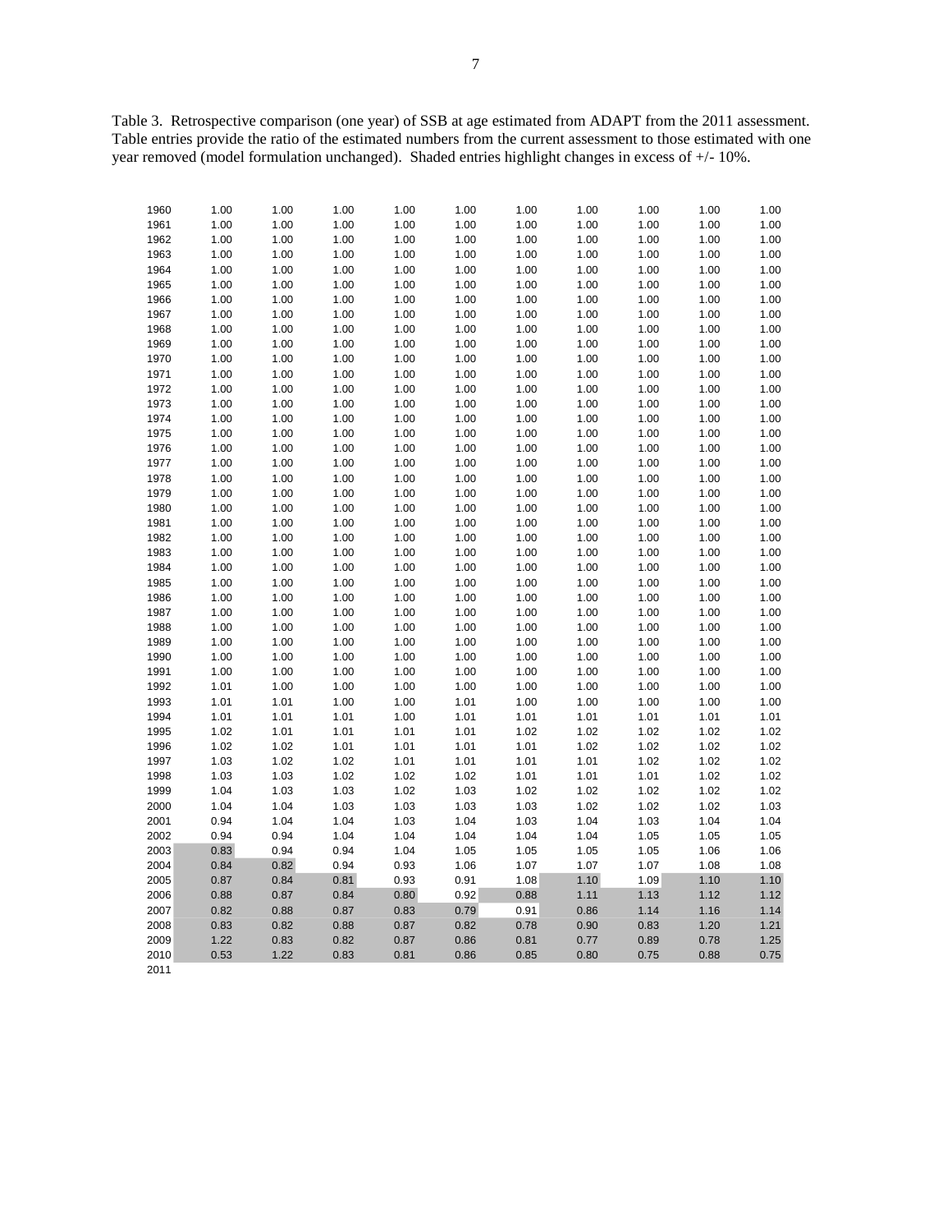Table 3. Retrospective comparison (one year) of SSB at age estimated from ADAPT from the 2011 assessment. Table entries provide the ratio of the estimated numbers from the current assessment to those estimated with one year removed (model formulation unchanged). Shaded entries highlight changes in excess of +/- 10%.

| | | | | | | | | | | |
|---|---|---|---|---|---|---|---|---|---|---|
| 1960 | 1.00 | 1.00 | 1.00 | 1.00 | 1.00 | 1.00 | 1.00 | 1.00 | 1.00 | 1.00 |
| 1961 | 1.00 | 1.00 | 1.00 | 1.00 | 1.00 | 1.00 | 1.00 | 1.00 | 1.00 | 1.00 |
| 1962 | 1.00 | 1.00 | 1.00 | 1.00 | 1.00 | 1.00 | 1.00 | 1.00 | 1.00 | 1.00 |
| 1963 | 1.00 | 1.00 | 1.00 | 1.00 | 1.00 | 1.00 | 1.00 | 1.00 | 1.00 | 1.00 |
| 1964 | 1.00 | 1.00 | 1.00 | 1.00 | 1.00 | 1.00 | 1.00 | 1.00 | 1.00 | 1.00 |
| 1965 | 1.00 | 1.00 | 1.00 | 1.00 | 1.00 | 1.00 | 1.00 | 1.00 | 1.00 | 1.00 |
| 1966 | 1.00 | 1.00 | 1.00 | 1.00 | 1.00 | 1.00 | 1.00 | 1.00 | 1.00 | 1.00 |
| 1967 | 1.00 | 1.00 | 1.00 | 1.00 | 1.00 | 1.00 | 1.00 | 1.00 | 1.00 | 1.00 |
| 1968 | 1.00 | 1.00 | 1.00 | 1.00 | 1.00 | 1.00 | 1.00 | 1.00 | 1.00 | 1.00 |
| 1969 | 1.00 | 1.00 | 1.00 | 1.00 | 1.00 | 1.00 | 1.00 | 1.00 | 1.00 | 1.00 |
| 1970 | 1.00 | 1.00 | 1.00 | 1.00 | 1.00 | 1.00 | 1.00 | 1.00 | 1.00 | 1.00 |
| 1971 | 1.00 | 1.00 | 1.00 | 1.00 | 1.00 | 1.00 | 1.00 | 1.00 | 1.00 | 1.00 |
| 1972 | 1.00 | 1.00 | 1.00 | 1.00 | 1.00 | 1.00 | 1.00 | 1.00 | 1.00 | 1.00 |
| 1973 | 1.00 | 1.00 | 1.00 | 1.00 | 1.00 | 1.00 | 1.00 | 1.00 | 1.00 | 1.00 |
| 1974 | 1.00 | 1.00 | 1.00 | 1.00 | 1.00 | 1.00 | 1.00 | 1.00 | 1.00 | 1.00 |
| 1975 | 1.00 | 1.00 | 1.00 | 1.00 | 1.00 | 1.00 | 1.00 | 1.00 | 1.00 | 1.00 |
| 1976 | 1.00 | 1.00 | 1.00 | 1.00 | 1.00 | 1.00 | 1.00 | 1.00 | 1.00 | 1.00 |
| 1977 | 1.00 | 1.00 | 1.00 | 1.00 | 1.00 | 1.00 | 1.00 | 1.00 | 1.00 | 1.00 |
| 1978 | 1.00 | 1.00 | 1.00 | 1.00 | 1.00 | 1.00 | 1.00 | 1.00 | 1.00 | 1.00 |
| 1979 | 1.00 | 1.00 | 1.00 | 1.00 | 1.00 | 1.00 | 1.00 | 1.00 | 1.00 | 1.00 |
| 1980 | 1.00 | 1.00 | 1.00 | 1.00 | 1.00 | 1.00 | 1.00 | 1.00 | 1.00 | 1.00 |
| 1981 | 1.00 | 1.00 | 1.00 | 1.00 | 1.00 | 1.00 | 1.00 | 1.00 | 1.00 | 1.00 |
| 1982 | 1.00 | 1.00 | 1.00 | 1.00 | 1.00 | 1.00 | 1.00 | 1.00 | 1.00 | 1.00 |
| 1983 | 1.00 | 1.00 | 1.00 | 1.00 | 1.00 | 1.00 | 1.00 | 1.00 | 1.00 | 1.00 |
| 1984 | 1.00 | 1.00 | 1.00 | 1.00 | 1.00 | 1.00 | 1.00 | 1.00 | 1.00 | 1.00 |
| 1985 | 1.00 | 1.00 | 1.00 | 1.00 | 1.00 | 1.00 | 1.00 | 1.00 | 1.00 | 1.00 |
| 1986 | 1.00 | 1.00 | 1.00 | 1.00 | 1.00 | 1.00 | 1.00 | 1.00 | 1.00 | 1.00 |
| 1987 | 1.00 | 1.00 | 1.00 | 1.00 | 1.00 | 1.00 | 1.00 | 1.00 | 1.00 | 1.00 |
| 1988 | 1.00 | 1.00 | 1.00 | 1.00 | 1.00 | 1.00 | 1.00 | 1.00 | 1.00 | 1.00 |
| 1989 | 1.00 | 1.00 | 1.00 | 1.00 | 1.00 | 1.00 | 1.00 | 1.00 | 1.00 | 1.00 |
| 1990 | 1.00 | 1.00 | 1.00 | 1.00 | 1.00 | 1.00 | 1.00 | 1.00 | 1.00 | 1.00 |
| 1991 | 1.00 | 1.00 | 1.00 | 1.00 | 1.00 | 1.00 | 1.00 | 1.00 | 1.00 | 1.00 |
| 1992 | 1.01 | 1.00 | 1.00 | 1.00 | 1.00 | 1.00 | 1.00 | 1.00 | 1.00 | 1.00 |
| 1993 | 1.01 | 1.01 | 1.00 | 1.00 | 1.01 | 1.00 | 1.00 | 1.00 | 1.00 | 1.00 |
| 1994 | 1.01 | 1.01 | 1.01 | 1.00 | 1.01 | 1.01 | 1.01 | 1.01 | 1.01 | 1.01 |
| 1995 | 1.02 | 1.01 | 1.01 | 1.01 | 1.01 | 1.02 | 1.02 | 1.02 | 1.02 | 1.02 |
| 1996 | 1.02 | 1.02 | 1.01 | 1.01 | 1.01 | 1.01 | 1.02 | 1.02 | 1.02 | 1.02 |
| 1997 | 1.03 | 1.02 | 1.02 | 1.01 | 1.01 | 1.01 | 1.01 | 1.02 | 1.02 | 1.02 |
| 1998 | 1.03 | 1.03 | 1.02 | 1.02 | 1.02 | 1.01 | 1.01 | 1.01 | 1.02 | 1.02 |
| 1999 | 1.04 | 1.03 | 1.03 | 1.02 | 1.03 | 1.02 | 1.02 | 1.02 | 1.02 | 1.02 |
| 2000 | 1.04 | 1.04 | 1.03 | 1.03 | 1.03 | 1.03 | 1.02 | 1.02 | 1.02 | 1.03 |
| 2001 | 0.94 | 1.04 | 1.04 | 1.03 | 1.04 | 1.03 | 1.04 | 1.03 | 1.04 | 1.04 |
| 2002 | 0.94 | 0.94 | 1.04 | 1.04 | 1.04 | 1.04 | 1.04 | 1.05 | 1.05 | 1.05 |
| 2003 | 0.83 | 0.94 | 0.94 | 1.04 | 1.05 | 1.05 | 1.05 | 1.05 | 1.06 | 1.06 |
| 2004 | 0.84 | 0.82 | 0.94 | 0.93 | 1.06 | 1.07 | 1.07 | 1.07 | 1.08 | 1.08 |
| 2005 | 0.87 | 0.84 | 0.81 | 0.93 | 0.91 | 1.08 | 1.10 | 1.09 | 1.10 | 1.10 |
| 2006 | 0.88 | 0.87 | 0.84 | 0.80 | 0.92 | 0.88 | 1.11 | 1.13 | 1.12 | 1.12 |
| 2007 | 0.82 | 0.88 | 0.87 | 0.83 | 0.79 | 0.91 | 0.86 | 1.14 | 1.16 | 1.14 |
| 2008 | 0.83 | 0.82 | 0.88 | 0.87 | 0.82 | 0.78 | 0.90 | 0.83 | 1.20 | 1.21 |
| 2009 | 1.22 | 0.83 | 0.82 | 0.87 | 0.86 | 0.81 | 0.77 | 0.89 | 0.78 | 1.25 |
| 2010 | 0.53 | 1.22 | 0.83 | 0.81 | 0.86 | 0.85 | 0.80 | 0.75 | 0.88 | 0.75 |
| 2011 | | | | | | | | | | |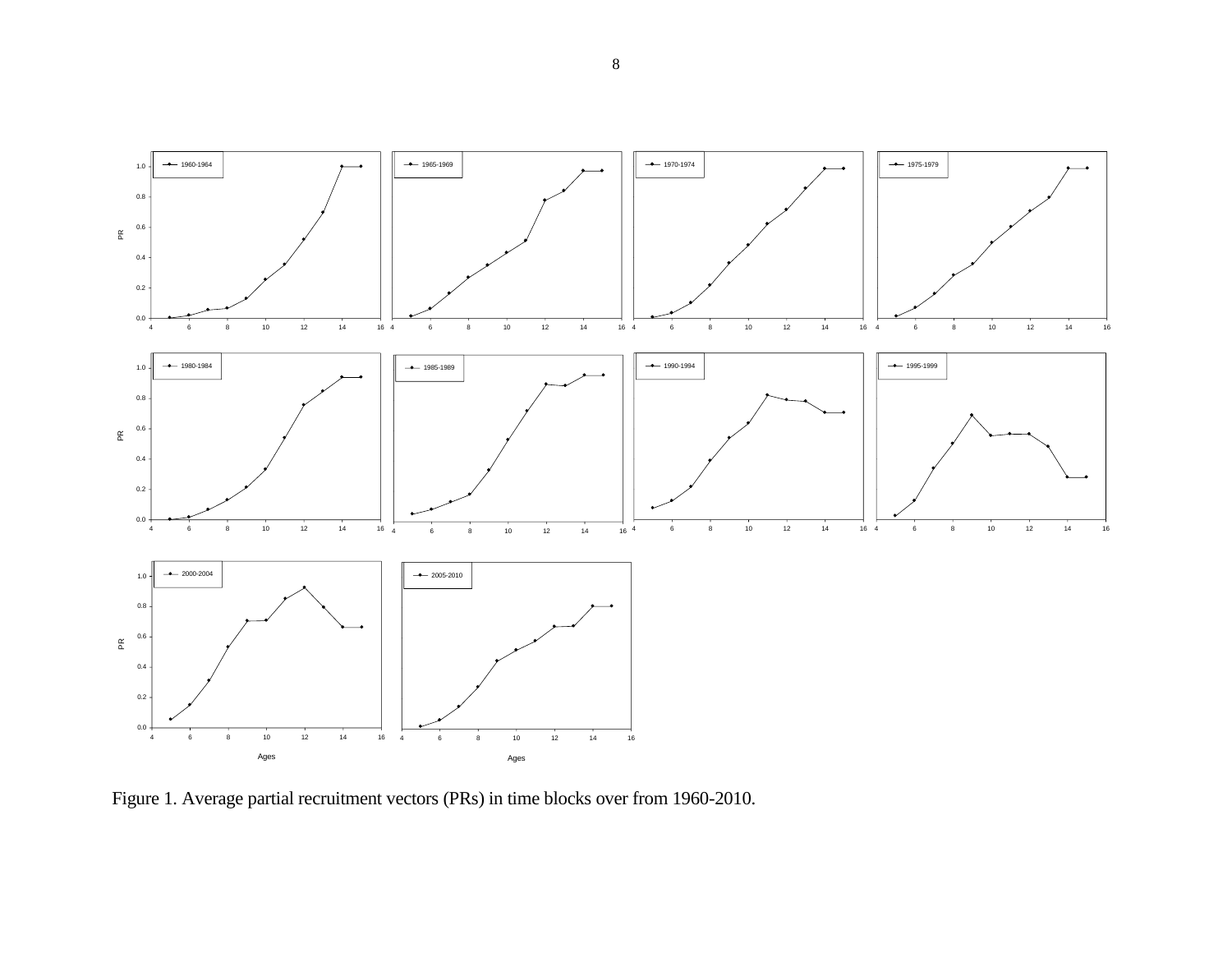Figure 1. Average partial recruitment vectors (PRs) in time blocks over from 1960-2010.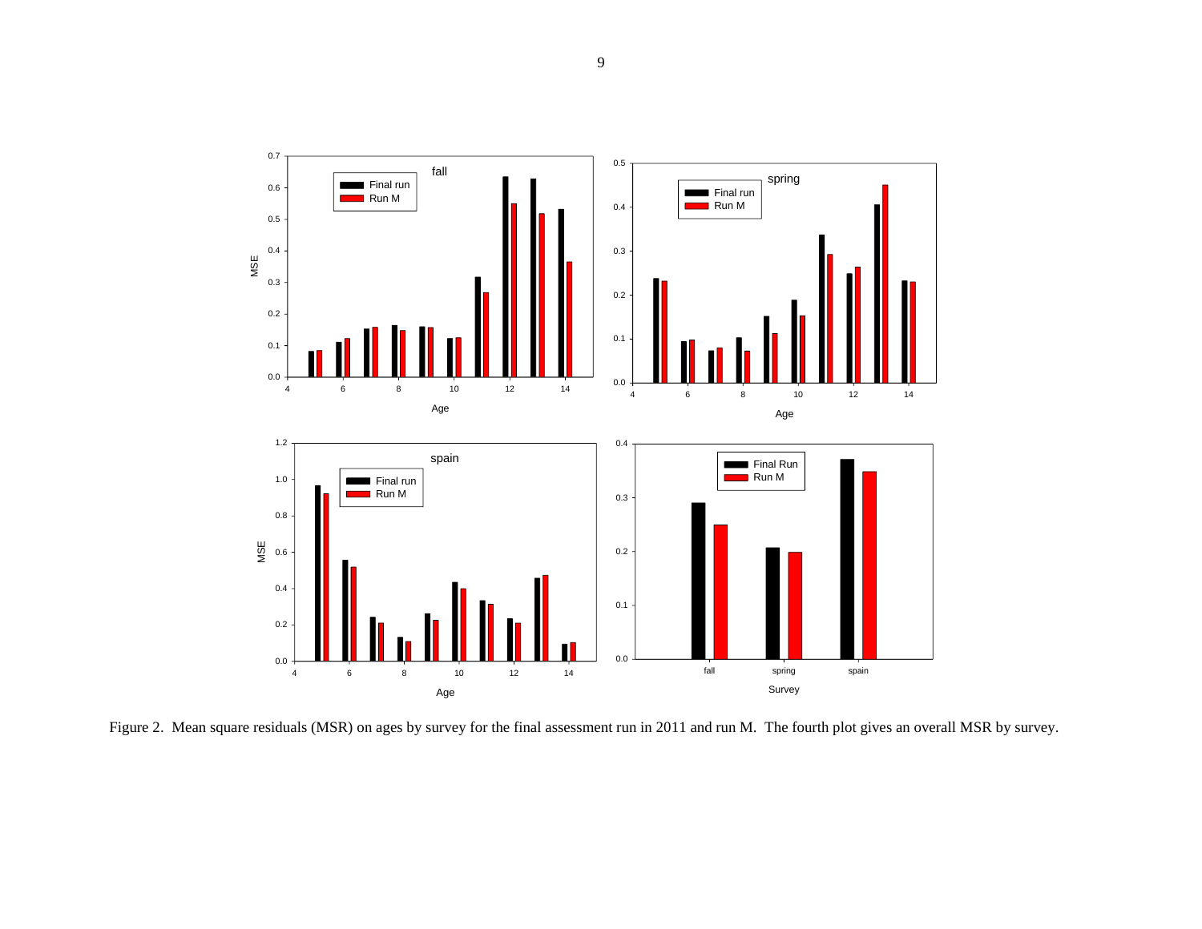Figure 2. Mean square residuals (MSR) on ages by survey for the final assessment run in 2011 and run M. The fourth plot gives an overall MSR by survey.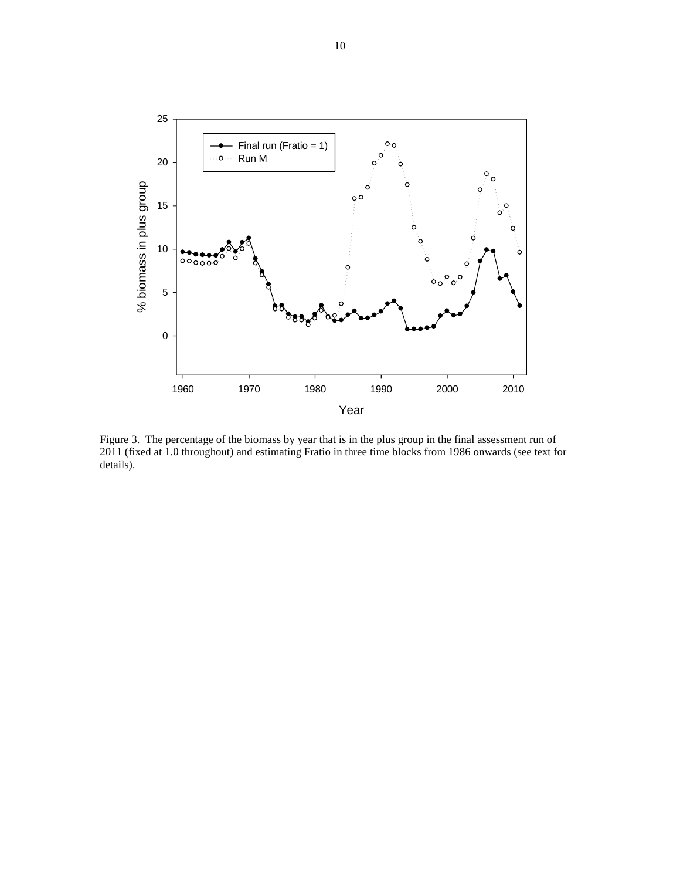Figure 3. The percentage of the biomass by year that is in the plus group in the final assessment run of 2011 (fixed at 1.0 throughout) and estimating Fratio in three time blocks from 1986 onwards (see text for details).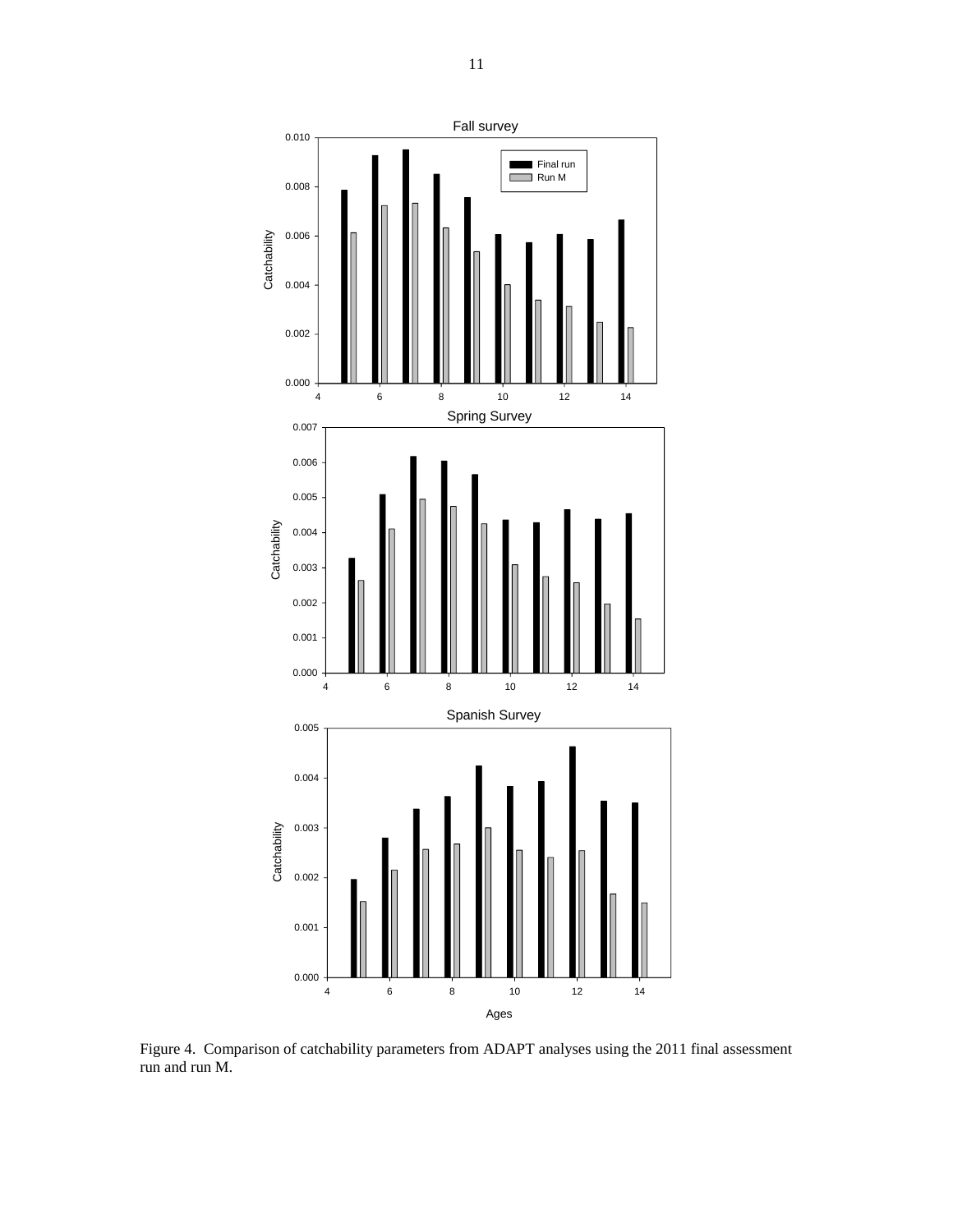Figure 4. Comparison of catchability parameters from ADAPT analyses using the 2011 final assessment run and run M.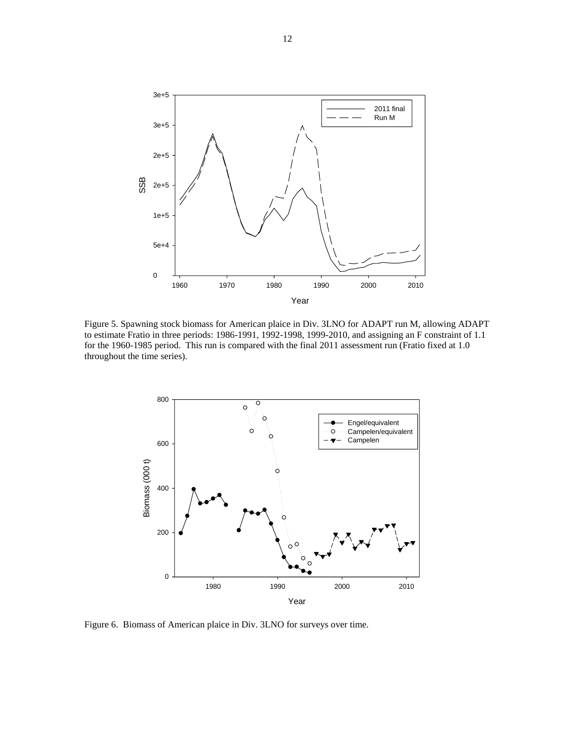3e+5

3e+5

2e+5

2e+5

1e+5

5e+4

0

SSB

1960 1970 1980 1990 2000 2010

Year

2011 final

Run M

Figure 5. Spawning stock biomass for American plaice in Div. 3LNO for ADAPT run M, allowing ADAPT to estimate Fratio in three periods: 1986-1991, 1992-1998, 1999-2010, and assigning an F constraint of 1.1 for the 1960-1985 period. This run is compared with the final 2011 assessment run (Fratio fixed at 1.0 throughout the time series).

800

600

400

200

0

Biomass (000 t)

1980 1990 2000 2010

Year

Engel/equivalent

Campelen/equivalent

Campelen

Figure 6. Biomass of American plaice in Div. 3LNO for surveys over time.